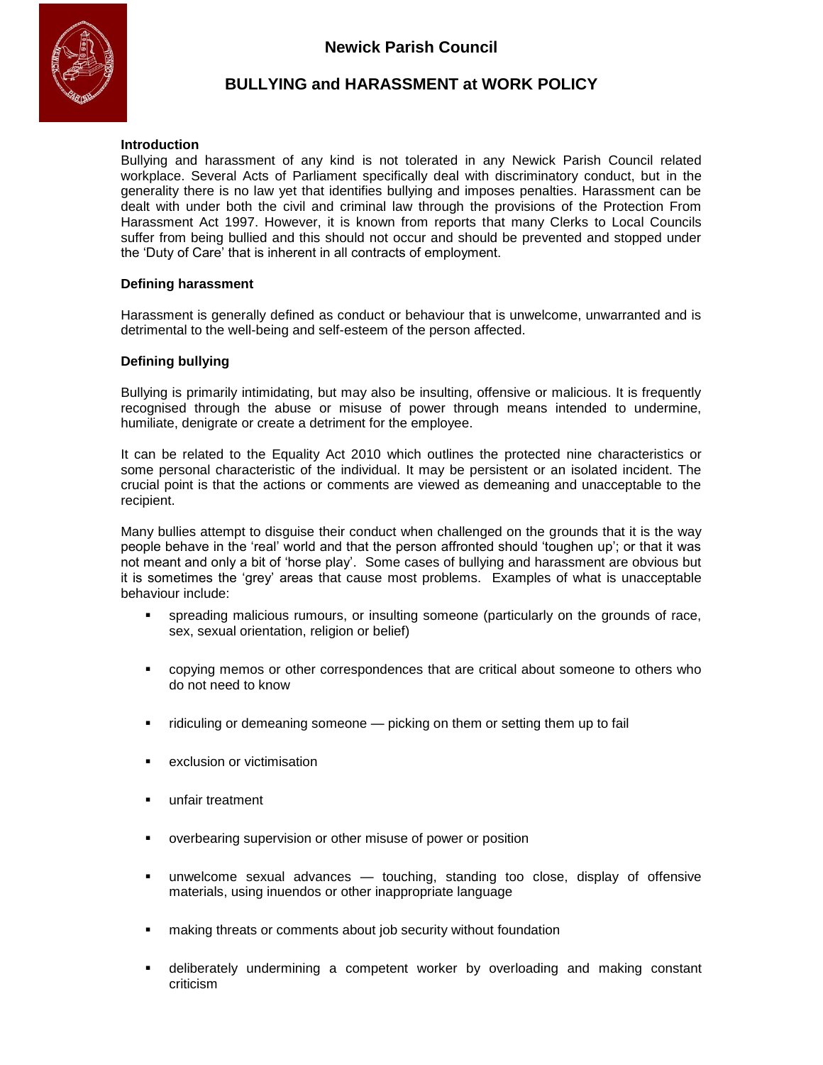# Newick Parish Council

## BULLYING and HARASSMENT at WORK POLICY

**Introduction**

Bullying and harassment of any kind is not tolerated in any Newick Parish Council related workplace. Several Acts of Parliament specifically deal with discriminatory conduct, but in the generality there is no law yet that identifies bullying and imposes penalties. Harassment can be dealt with under both the civil and criminal law through the provisions of the Protection From Harassment Act 1997. However, it is known from reports that many Clerks to Local Councils suffer from being bullied and this should not occur and should be prevented and stopped under the 'Duty of Care' that is inherent in all contracts of employment.

**Defining harassment**

Harassment is generally defined as conduct or behaviour that is unwelcome, unwarranted and is detrimental to the well-being and self-esteem of the person affected.

**Defining bullying**

Bullying is primarily intimidating, but may also be insulting, offensive or malicious. It is frequently recognised through the abuse or misuse of power through means intended to undermine, humiliate, denigrate or create a detriment for the employee.

It can be related to the Equality Act 2010 which outlines the protected nine characteristics or some personal characteristic of the individual. It may be persistent or an isolated incident. The crucial point is that the actions or comments are viewed as demeaning and unacceptable to the recipient.

Many bullies attempt to disguise their conduct when challenged on the grounds that it is the way people behave in the 'real' world and that the person affronted should 'toughen up'; or that it was not meant and only a bit of 'horse play'. Some cases of bullying and harassment are obvious but it is sometimes the 'grey' areas that cause most problems. Examples of what is unacceptable behaviour include:

- spreading malicious rumours, or insulting someone (particularly on the grounds of race, sex, sexual orientation, religion or belief)
- copying memos or other correspondences that are critical about someone to others who do not need to know
- ridiculing or demeaning someone — picking on them or setting them up to fail
- exclusion or victimisation
- unfair treatment
- overbearing supervision or other misuse of power or position
- unwelcome sexual advances — touching, standing too close, display of offensive materials, using inuendos or other inappropriate language
- making threats or comments about job security without foundation
- deliberately undermining a competent worker by overloading and making constant criticism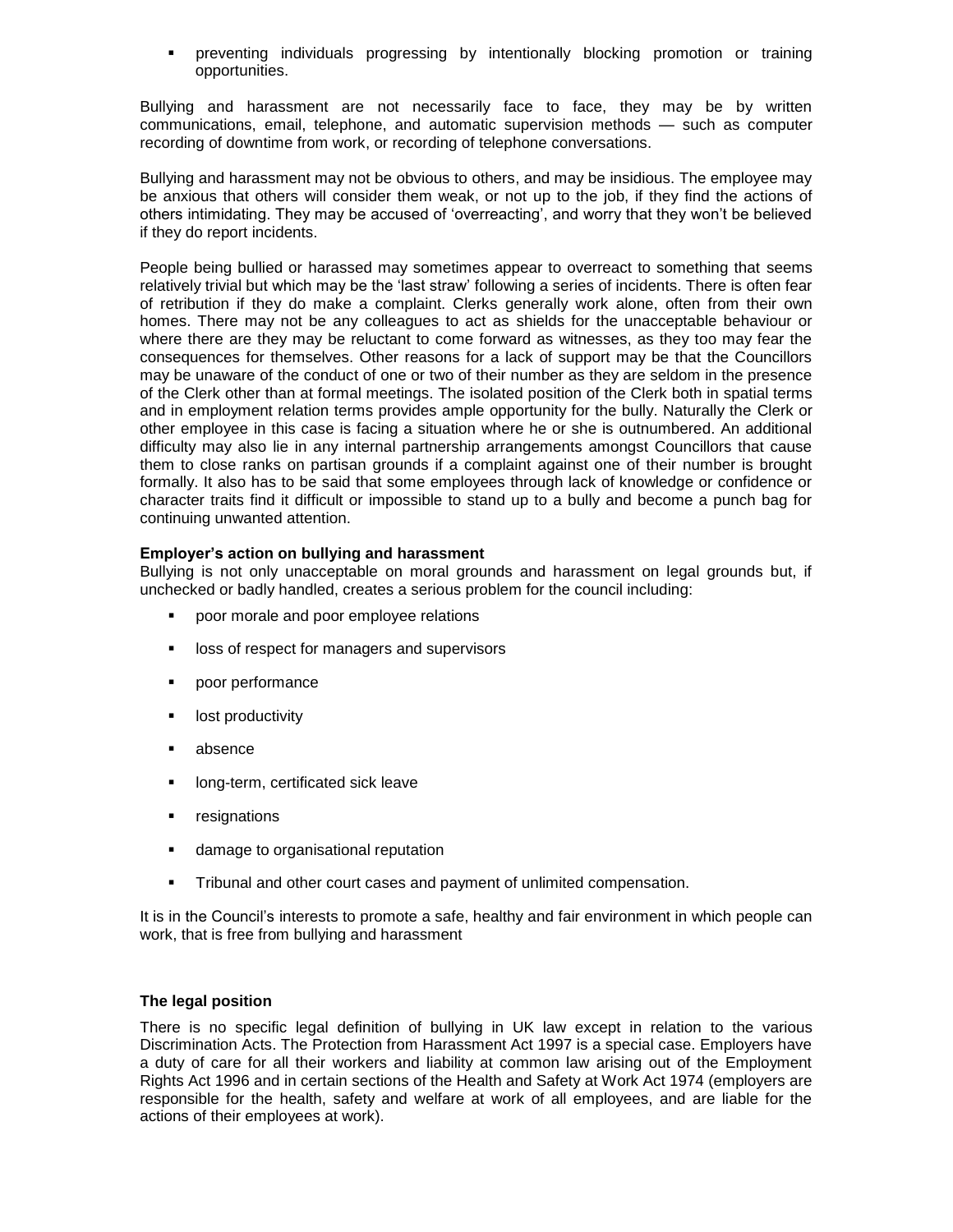- preventing individuals progressing by intentionally blocking promotion or training opportunities.

Bullying and harassment are not necessarily face to face, they may be by written communications, email, telephone, and automatic supervision methods — such as computer recording of downtime from work, or recording of telephone conversations.

Bullying and harassment may not be obvious to others, and may be insidious. The employee may be anxious that others will consider them weak, or not up to the job, if they find the actions of others intimidating. They may be accused of 'overreacting', and worry that they won't be believed if they do report incidents.

People being bullied or harassed may sometimes appear to overreact to something that seems relatively trivial but which may be the 'last straw' following a series of incidents. There is often fear of retribution if they do make a complaint. Clerks generally work alone, often from their own homes. There may not be any colleagues to act as shields for the unacceptable behaviour or where there are they may be reluctant to come forward as witnesses, as they too may fear the consequences for themselves. Other reasons for a lack of support may be that the Councillors may be unaware of the conduct of one or two of their number as they are seldom in the presence of the Clerk other than at formal meetings. The isolated position of the Clerk both in spatial terms and in employment relation terms provides ample opportunity for the bully. Naturally the Clerk or other employee in this case is facing a situation where he or she is outnumbered. An additional difficulty may also lie in any internal partnership arrangements amongst Councillors that cause them to close ranks on partisan grounds if a complaint against one of their number is brought formally. It also has to be said that some employees through lack of knowledge or confidence or character traits find it difficult or impossible to stand up to a bully and become a punch bag for continuing unwanted attention.

**Employer's action on bullying and harassment**

Bullying is not only unacceptable on moral grounds and harassment on legal grounds but, if unchecked or badly handled, creates a serious problem for the council including:

- poor morale and poor employee relations
- loss of respect for managers and supervisors
- poor performance
- lost productivity
- absence
- long-term, certificated sick leave
- resignations
- damage to organisational reputation
- Tribunal and other court cases and payment of unlimited compensation.

It is in the Council's interests to promote a safe, healthy and fair environment in which people can work, that is free from bullying and harassment

**The legal position**

There is no specific legal definition of bullying in UK law except in relation to the various Discrimination Acts. The Protection from Harassment Act 1997 is a special case. Employers have a duty of care for all their workers and liability at common law arising out of the Employment Rights Act 1996 and in certain sections of the Health and Safety at Work Act 1974 (employers are responsible for the health, safety and welfare at work of all employees, and are liable for the actions of their employees at work).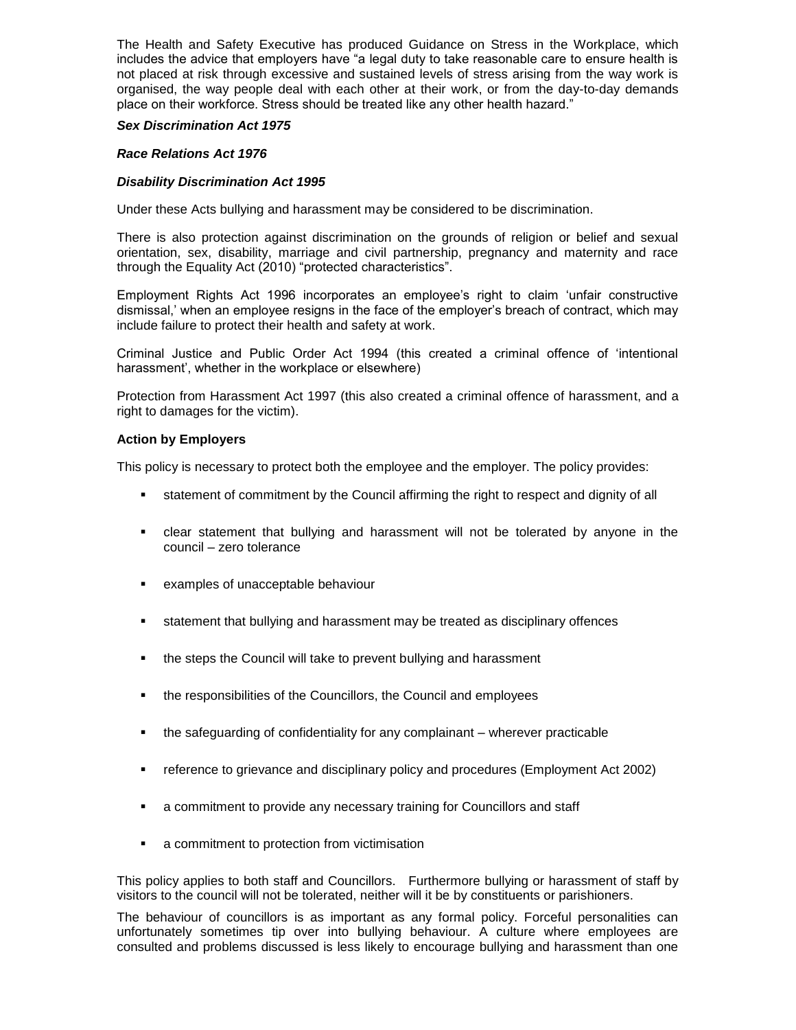The Health and Safety Executive has produced Guidance on Stress in the Workplace, which includes the advice that employers have "a legal duty to take reasonable care to ensure health is not placed at risk through excessive and sustained levels of stress arising from the way work is organised, the way people deal with each other at their work, or from the day-to-day demands place on their workforce. Stress should be treated like any other health hazard."

***Sex Discrimination Act 1975***

***Race Relations Act 1976***

***Disability Discrimination Act 1995***

Under these Acts bullying and harassment may be considered to be discrimination.

There is also protection against discrimination on the grounds of religion or belief and sexual orientation, sex, disability, marriage and civil partnership, pregnancy and maternity and race through the Equality Act (2010) "protected characteristics".

Employment Rights Act 1996 incorporates an employee's right to claim 'unfair constructive dismissal,' when an employee resigns in the face of the employer's breach of contract, which may include failure to protect their health and safety at work.

Criminal Justice and Public Order Act 1994 (this created a criminal offence of 'intentional harassment', whether in the workplace or elsewhere)

Protection from Harassment Act 1997 (this also created a criminal offence of harassment, and a right to damages for the victim).

**Action by Employers**

This policy is necessary to protect both the employee and the employer. The policy provides:

- statement of commitment by the Council affirming the right to respect and dignity of all
- clear statement that bullying and harassment will not be tolerated by anyone in the council – zero tolerance
- examples of unacceptable behaviour
- statement that bullying and harassment may be treated as disciplinary offences
- the steps the Council will take to prevent bullying and harassment
- the responsibilities of the Councillors, the Council and employees
- the safeguarding of confidentiality for any complainant – wherever practicable
- reference to grievance and disciplinary policy and procedures (Employment Act 2002)
- a commitment to provide any necessary training for Councillors and staff
- a commitment to protection from victimisation

This policy applies to both staff and Councillors. Furthermore bullying or harassment of staff by visitors to the council will not be tolerated, neither will it be by constituents or parishioners.

The behaviour of councillors is as important as any formal policy. Forceful personalities can unfortunately sometimes tip over into bullying behaviour. A culture where employees are consulted and problems discussed is less likely to encourage bullying and harassment than one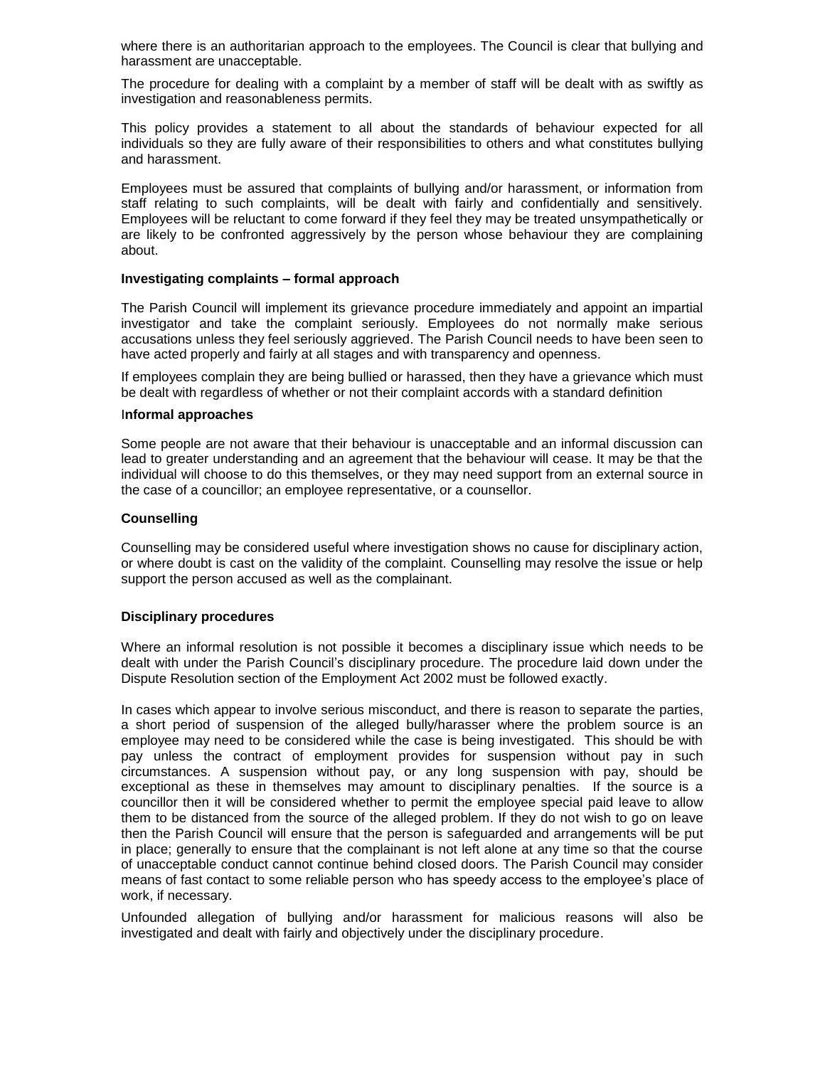where there is an authoritarian approach to the employees. The Council is clear that bullying and harassment are unacceptable.

The procedure for dealing with a complaint by a member of staff will be dealt with as swiftly as investigation and reasonableness permits.

This policy provides a statement to all about the standards of behaviour expected for all individuals so they are fully aware of their responsibilities to others and what constitutes bullying and harassment.

Employees must be assured that complaints of bullying and/or harassment, or information from staff relating to such complaints, will be dealt with fairly and confidentially and sensitively. Employees will be reluctant to come forward if they feel they may be treated unsympathetically or are likely to be confronted aggressively by the person whose behaviour they are complaining about.

**Investigating complaints – formal approach**

The Parish Council will implement its grievance procedure immediately and appoint an impartial investigator and take the complaint seriously. Employees do not normally make serious accusations unless they feel seriously aggrieved. The Parish Council needs to have been seen to have acted properly and fairly at all stages and with transparency and openness.

If employees complain they are being bullied or harassed, then they have a grievance which must be dealt with regardless of whether or not their complaint accords with a standard definition

**Informal approaches**

Some people are not aware that their behaviour is unacceptable and an informal discussion can lead to greater understanding and an agreement that the behaviour will cease. It may be that the individual will choose to do this themselves, or they may need support from an external source in the case of a councillor; an employee representative, or a counsellor.

**Counselling**

Counselling may be considered useful where investigation shows no cause for disciplinary action, or where doubt is cast on the validity of the complaint. Counselling may resolve the issue or help support the person accused as well as the complainant.

**Disciplinary procedures**

Where an informal resolution is not possible it becomes a disciplinary issue which needs to be dealt with under the Parish Council's disciplinary procedure. The procedure laid down under the Dispute Resolution section of the Employment Act 2002 must be followed exactly.

In cases which appear to involve serious misconduct, and there is reason to separate the parties, a short period of suspension of the alleged bully/harasser where the problem source is an employee may need to be considered while the case is being investigated. This should be with pay unless the contract of employment provides for suspension without pay in such circumstances. A suspension without pay, or any long suspension with pay, should be exceptional as these in themselves may amount to disciplinary penalties. If the source is a councillor then it will be considered whether to permit the employee special paid leave to allow them to be distanced from the source of the alleged problem. If they do not wish to go on leave then the Parish Council will ensure that the person is safeguarded and arrangements will be put in place; generally to ensure that the complainant is not left alone at any time so that the course of unacceptable conduct cannot continue behind closed doors. The Parish Council may consider means of fast contact to some reliable person who has speedy access to the employee's place of work, if necessary.

Unfounded allegation of bullying and/or harassment for malicious reasons will also be investigated and dealt with fairly and objectively under the disciplinary procedure.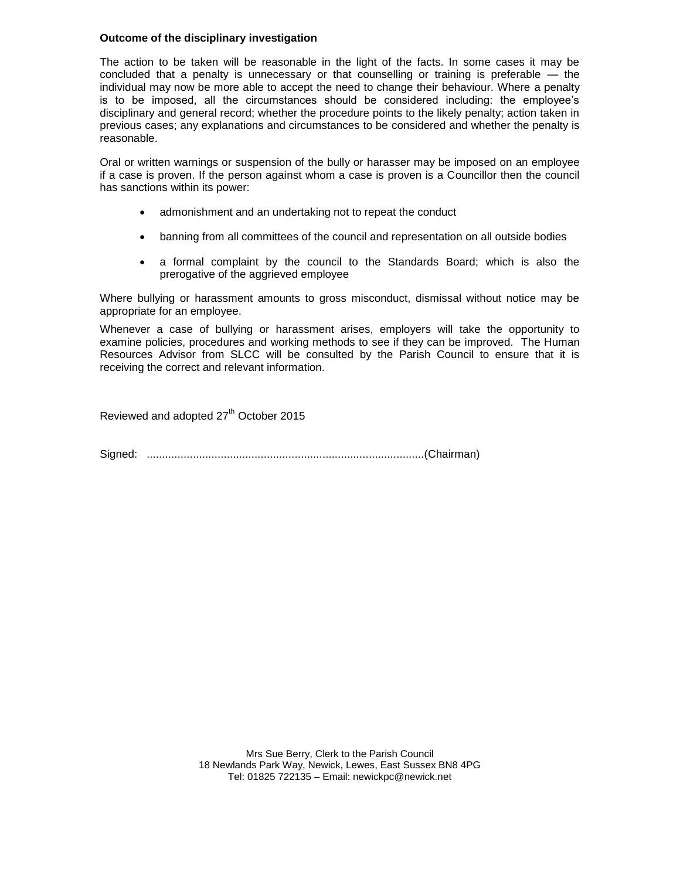**Outcome of the disciplinary investigation**

The action to be taken will be reasonable in the light of the facts. In some cases it may be concluded that a penalty is unnecessary or that counselling or training is preferable — the individual may now be more able to accept the need to change their behaviour. Where a penalty is to be imposed, all the circumstances should be considered including: the employee's disciplinary and general record; whether the procedure points to the likely penalty; action taken in previous cases; any explanations and circumstances to be considered and whether the penalty is reasonable.

Oral or written warnings or suspension of the bully or harasser may be imposed on an employee if a case is proven. If the person against whom a case is proven is a Councillor then the council has sanctions within its power:

- admonishment and an undertaking not to repeat the conduct
- banning from all committees of the council and representation on all outside bodies
- a formal complaint by the council to the Standards Board; which is also the prerogative of the aggrieved employee

Where bullying or harassment amounts to gross misconduct, dismissal without notice may be appropriate for an employee.

Whenever a case of bullying or harassment arises, employers will take the opportunity to examine policies, procedures and working methods to see if they can be improved. The Human Resources Advisor from SLCC will be consulted by the Parish Council to ensure that it is receiving the correct and relevant information.

Reviewed and adopted 27th October 2015

Signed: ..........................................................................................(Chairman)

Mrs Sue Berry, Clerk to the Parish Council
18 Newlands Park Way, Newick, Lewes, East Sussex BN8 4PG
Tel: 01825 722135 – Email: newickpc@newick.net